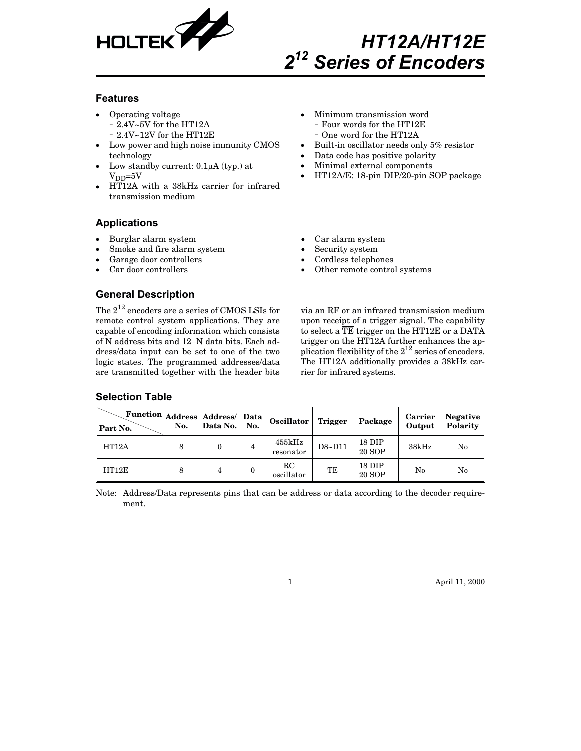# HT12A/HT12E
# $2^{12}$ Series of Encoders

## Features

- Operating voltage
  - 2.4V~5V for the HT12A
  - 2.4V~12V for the HT12E
- Low power and high noise immunity CMOS technology
- Low standby current: 0.1μA (typ.) at $V_{DD}$=5V
- HT12A with a 38kHz carrier for infrared transmission medium
- Minimum transmission word
  - Four words for the HT12E
  - One word for the HT12A
- Built-in oscillator needs only 5% resistor
- Data code has positive polarity
- Minimal external components
- HT12A/E: 18-pin DIP/20-pin SOP package

## Applications

- Burglar alarm system
- Smoke and fire alarm system
- Garage door controllers
- Car door controllers
- Car alarm system
- Security system
- Cordless telephones
- Other remote control systems

## General Description

The $2^{12}$ encoders are a series of CMOS LSIs for remote control system applications. They are capable of encoding information which consists of N address bits and 12–N data bits. Each address/data input can be set to one of the two logic states. The programmed addresses/data are transmitted together with the header bits via an RF or an infrared transmission medium upon receipt of a trigger signal. The capability to select a $\overline{TE}$ trigger on the HT12E or a DATA trigger on the HT12A further enhances the application flexibility of the $2^{12}$ series of encoders. The HT12A additionally provides a 38kHz carrier for infrared systems.

## Selection Table

| Part No. \ Function | Address No. | Address/ Data No. | Data No. | Oscillator | Trigger | Package | Carrier Output | Negative Polarity |
|---|---|---|---|---|---|---|---|---|
| HT12A | 8 | 0 | 4 | 455kHz resonator | D8~D11 | 18 DIP 20 SOP | 38kHz | No |
| HT12E | 8 | 4 | 0 | RC oscillator | $\overline{TE}$ | 18 DIP 20 SOP | No | No |

Note: Address/Data represents pins that can be address or data according to the decoder requirement.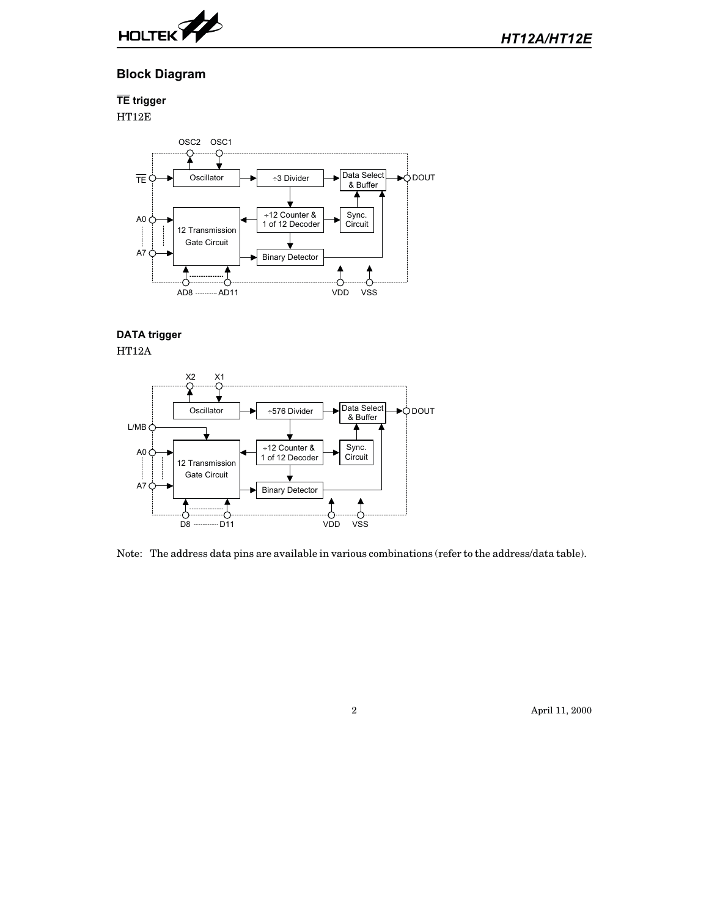## Block Diagram

### $\overline{TE}$ trigger

HT12E

OSC2 OSC1

$\overline{TE}$ → Oscillator → ÷3 Divider → Data Select & Buffer → DOUT

A0 ... A7 → 12 Transmission Gate Circuit ← ÷12 Counter & 1 of 12 Decoder ← Sync. Circuit

Binary Detector

AD8 ......... AD11    VDD    VSS

### DATA trigger

HT12A

X2 X1

L/MB

Oscillator → ÷576 Divider → Data Select & Buffer → DOUT

A0 ... A7 → 12 Transmission Gate Circuit ← ÷12 Counter & 1 of 12 Decoder ← Sync. Circuit

Binary Detector

D8 ......... D11    VDD    VSS

Note: The address data pins are available in various combinations (refer to the address/data table).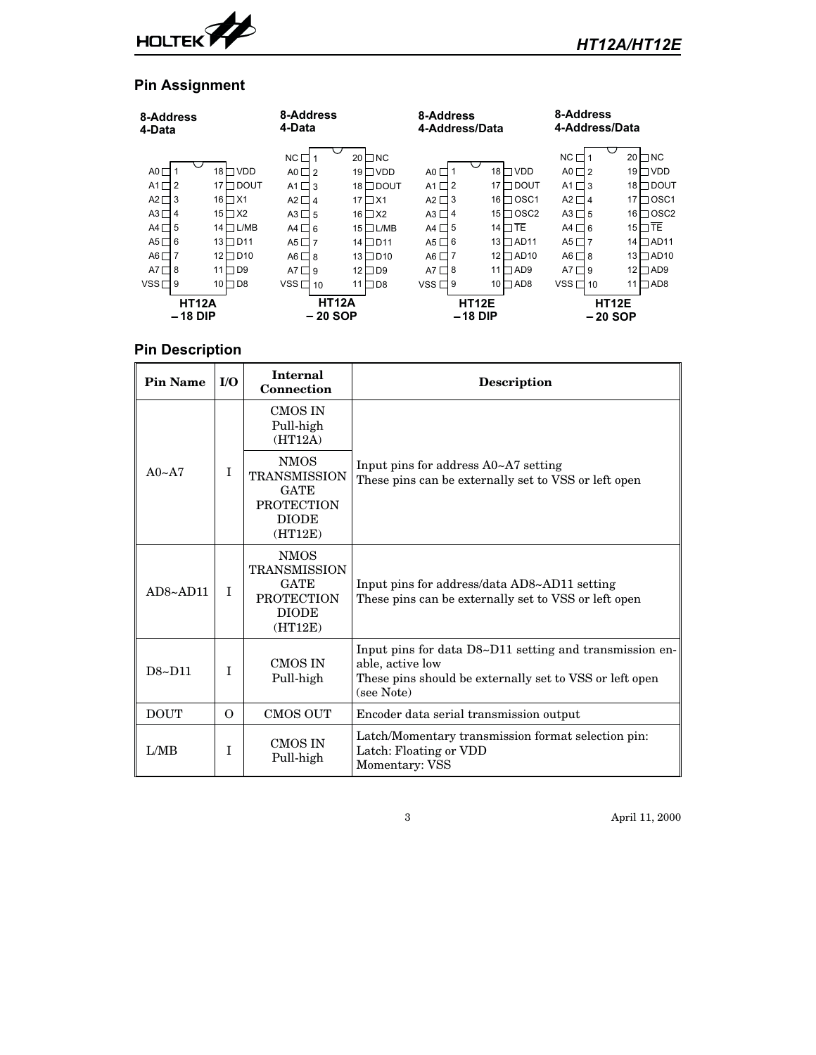## Pin Assignment

**8-Address 4-Data** — HT12A – 18 DIP

| Pin | Name | Pin | Name |
|---|---|---|---|
| 1 | A0 | 18 | VDD |
| 2 | A1 | 17 | DOUT |
| 3 | A2 | 16 | X1 |
| 4 | A3 | 15 | X2 |
| 5 | A4 | 14 | L/MB |
| 6 | A5 | 13 | D11 |
| 7 | A6 | 12 | D10 |
| 8 | A7 | 11 | D9 |
| 9 | VSS | 10 | D8 |

**8-Address 4-Data** — HT12A – 20 SOP

| Pin | Name | Pin | Name |
|---|---|---|---|
| 1 | NC | 20 | NC |
| 2 | A0 | 19 | VDD |
| 3 | A1 | 18 | DOUT |
| 4 | A2 | 17 | X1 |
| 5 | A3 | 16 | X2 |
| 6 | A4 | 15 | L/MB |
| 7 | A5 | 14 | D11 |
| 8 | A6 | 13 | D10 |
| 9 | A7 | 12 | D9 |
| 10 | VSS | 11 | D8 |

**8-Address 4-Address/Data** — HT12E – 18 DIP

| Pin | Name | Pin | Name |
|---|---|---|---|
| 1 | A0 | 18 | VDD |
| 2 | A1 | 17 | DOUT |
| 3 | A2 | 16 | OSC1 |
| 4 | A3 | 15 | OSC2 |
| 5 | A4 | 14 | $\overline{TE}$ |
| 6 | A5 | 13 | AD11 |
| 7 | A6 | 12 | AD10 |
| 8 | A7 | 11 | AD9 |
| 9 | VSS | 10 | AD8 |

**8-Address 4-Address/Data** — HT12E – 20 SOP

| Pin | Name | Pin | Name |
|---|---|---|---|
| 1 | NC | 20 | NC |
| 2 | A0 | 19 | VDD |
| 3 | A1 | 18 | DOUT |
| 4 | A2 | 17 | OSC1 |
| 5 | A3 | 16 | OSC2 |
| 6 | A4 | 15 | $\overline{TE}$ |
| 7 | A5 | 14 | AD11 |
| 8 | A6 | 13 | AD10 |
| 9 | A7 | 12 | AD9 |
| 10 | VSS | 11 | AD8 |

## Pin Description

| Pin Name | I/O | Internal Connection | Description |
|---|---|---|---|
| A0~A7 | I | CMOS IN Pull-high (HT12A) / NMOS TRANSMISSION GATE PROTECTION DIODE (HT12E) | Input pins for address A0~A7 setting<br>These pins can be externally set to VSS or left open |
| AD8~AD11 | I | NMOS TRANSMISSION GATE PROTECTION DIODE (HT12E) | Input pins for address/data AD8~AD11 setting<br>These pins can be externally set to VSS or left open |
| D8~D11 | I | CMOS IN Pull-high | Input pins for data D8~D11 setting and transmission enable, active low<br>These pins should be externally set to VSS or left open (see Note) |
| DOUT | O | CMOS OUT | Encoder data serial transmission output |
| L/MB | I | CMOS IN Pull-high | Latch/Momentary transmission format selection pin:<br>Latch: Floating or VDD<br>Momentary: VSS |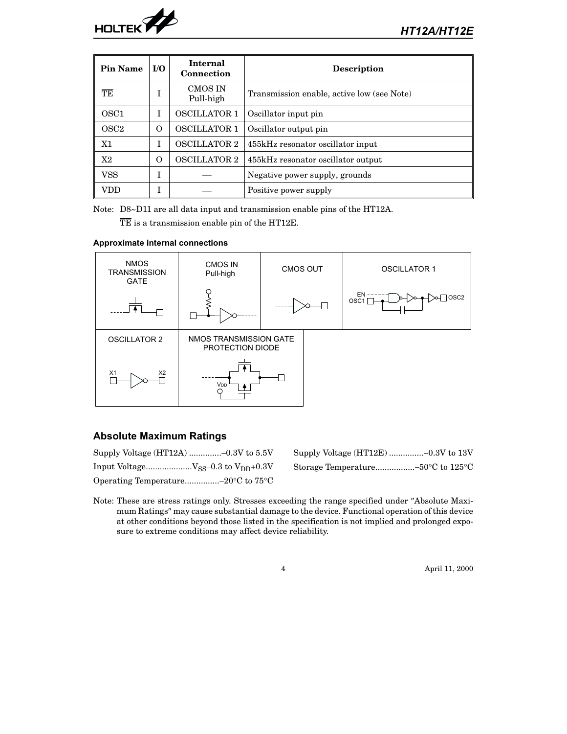| Pin Name | I/O | Internal Connection | Description |
|---|---|---|---|
| $\overline{TE}$ | I | CMOS IN Pull-high | Transmission enable, active low (see Note) |
| OSC1 | I | OSCILLATOR 1 | Oscillator input pin |
| OSC2 | O | OSCILLATOR 1 | Oscillator output pin |
| X1 | I | OSCILLATOR 2 | 455kHz resonator oscillator input |
| X2 | O | OSCILLATOR 2 | 455kHz resonator oscillator output |
| VSS | I | — | Negative power supply, grounds |
| VDD | I | — | Positive power supply |

Note: D8~D11 are all data input and transmission enable pins of the HT12A.
$\overline{TE}$ is a transmission enable pin of the HT12E.

**Approximate internal connections**

NMOS TRANSMISSION GATE | CMOS IN Pull-high | CMOS OUT | OSCILLATOR 1 (EN, OSC1, OSC2)

OSCILLATOR 2 (X1, X2) | NMOS TRANSMISSION GATE PROTECTION DIODE ($V_{DD}$)

## Absolute Maximum Ratings

Supply Voltage (HT12A) ..............−0.3V to 5.5V

Input Voltage....................$V_{SS}$−0.3 to $V_{DD}$+0.3V

Operating Temperature...............−20°C to 75°C

Supply Voltage (HT12E) ...............−0.3V to 13V

Storage Temperature.................−50°C to 125°C

Note: These are stress ratings only. Stresses exceeding the range specified under "Absolute Maximum Ratings" may cause substantial damage to the device. Functional operation of this device at other conditions beyond those listed in the specification is not implied and prolonged exposure to extreme conditions may affect device reliability.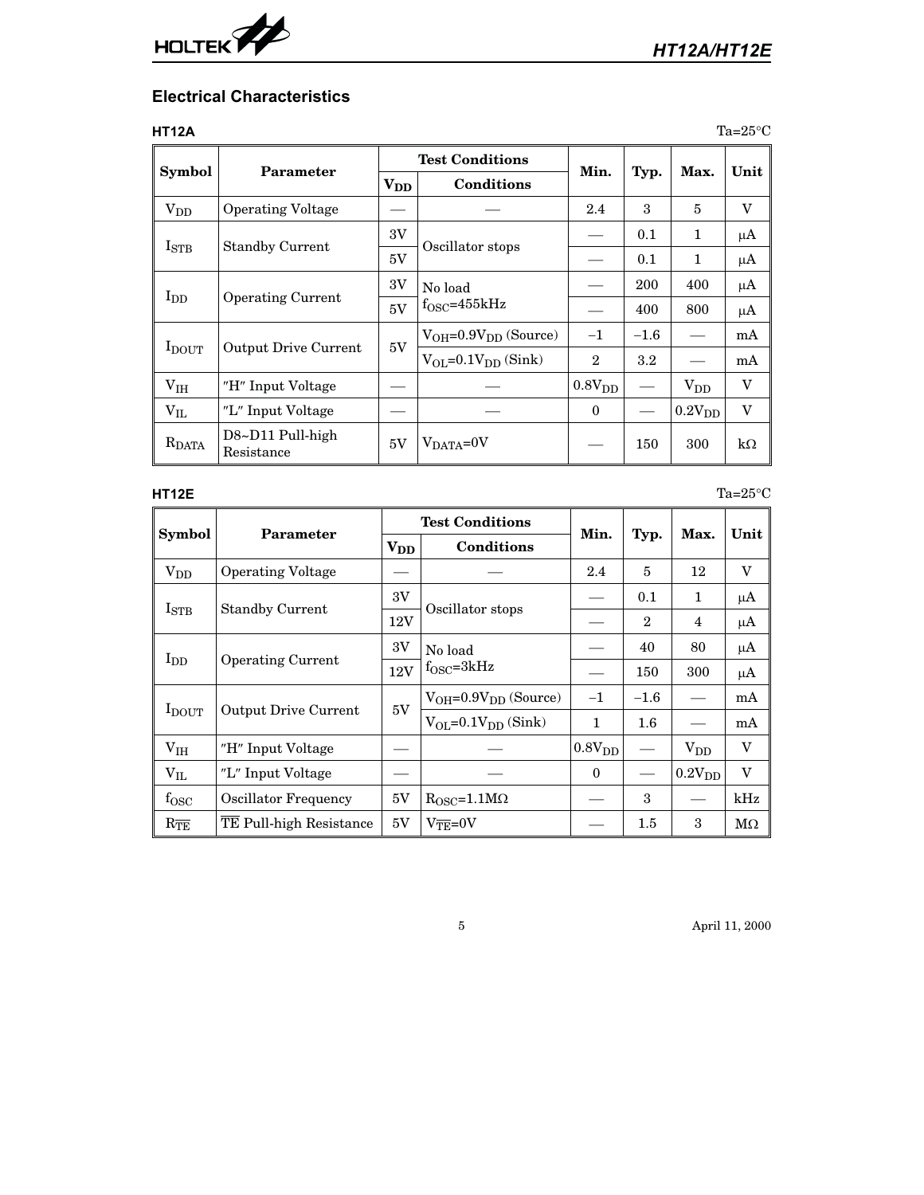## Electrical Characteristics

### HT12A

Ta=25°C

| Symbol | Parameter | Test Conditions | | Min. | Typ. | Max. | Unit |
|---|---|---|---|---|---|---|---|
| | | $V_{DD}$ | Conditions | | | | |
| $V_{DD}$ | Operating Voltage | — | — | 2.4 | 3 | 5 | V |
| $I_{STB}$ | Standby Current | 3V | Oscillator stops | — | 0.1 | 1 | μA |
| | | 5V | | — | 0.1 | 1 | μA |
| $I_{DD}$ | Operating Current | 3V | No load $f_{OSC}$=455kHz | — | 200 | 400 | μA |
| | | 5V | | — | 400 | 800 | μA |
| $I_{DOUT}$ | Output Drive Current | 5V | $V_{OH}=0.9V_{DD}$ (Source) | –1 | –1.6 | — | mA |
| | | | $V_{OL}=0.1V_{DD}$ (Sink) | 2 | 3.2 | — | mA |
| $V_{IH}$ | "H" Input Voltage | — | — | $0.8V_{DD}$ | — | $V_{DD}$ | V |
| $V_{IL}$ | "L" Input Voltage | — | — | 0 | — | $0.2V_{DD}$ | V |
| $R_{DATA}$ | D8~D11 Pull-high Resistance | 5V | $V_{DATA}$=0V | — | 150 | 300 | kΩ |

### HT12E

Ta=25°C

| Symbol | Parameter | Test Conditions | | Min. | Typ. | Max. | Unit |
|---|---|---|---|---|---|---|---|
| | | $V_{DD}$ | Conditions | | | | |
| $V_{DD}$ | Operating Voltage | — | — | 2.4 | 5 | 12 | V |
| $I_{STB}$ | Standby Current | 3V | Oscillator stops | — | 0.1 | 1 | μA |
| | | 12V | | — | 2 | 4 | μA |
| $I_{DD}$ | Operating Current | 3V | No load $f_{OSC}$=3kHz | — | 40 | 80 | μA |
| | | 12V | | — | 150 | 300 | μA |
| $I_{DOUT}$ | Output Drive Current | 5V | $V_{OH}=0.9V_{DD}$ (Source) | –1 | –1.6 | — | mA |
| | | | $V_{OL}=0.1V_{DD}$ (Sink) | 1 | 1.6 | — | mA |
| $V_{IH}$ | "H" Input Voltage | — | — | $0.8V_{DD}$ | — | $V_{DD}$ | V |
| $V_{IL}$ | "L" Input Voltage | — | — | 0 | — | $0.2V_{DD}$ | V |
| $f_{OSC}$ | Oscillator Frequency | 5V | $R_{OSC}$=1.1MΩ | — | 3 | — | kHz |
| $R_{\overline{TE}}$ | $\overline{TE}$ Pull-high Resistance | 5V | $V_{\overline{TE}}$=0V | — | 1.5 | 3 | MΩ |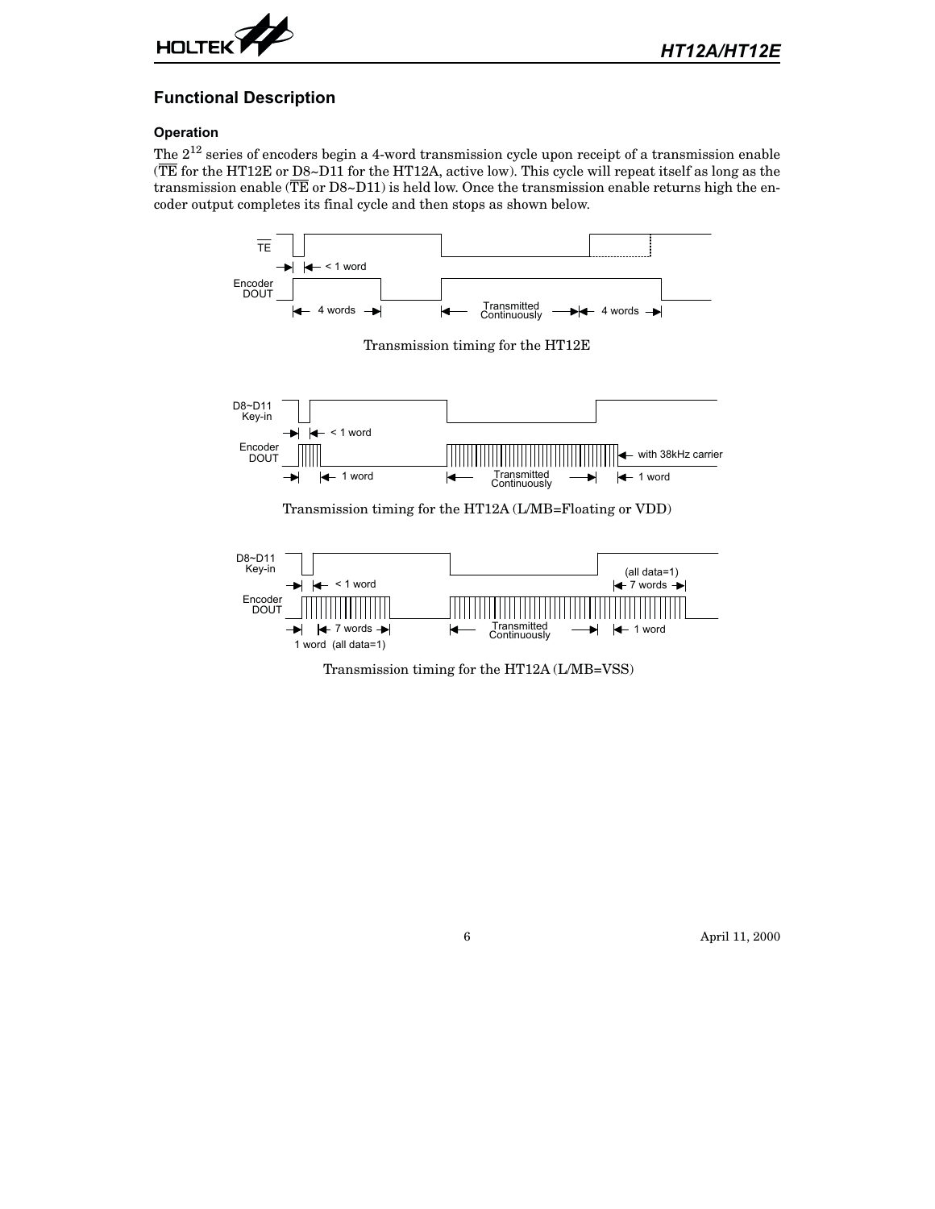## Functional Description

### Operation

The $2^{12}$ series of encoders begin a 4-word transmission cycle upon receipt of a transmission enable ($\overline{TE}$ for the HT12E or D8~D11 for the HT12A, active low). This cycle will repeat itself as long as the transmission enable ($\overline{TE}$ or D8~D11) is held low. Once the transmission enable returns high the encoder output completes its final cycle and then stops as shown below.

Transmission timing for the HT12E

Transmission timing for the HT12A (L/MB=Floating or VDD)

Transmission timing for the HT12A (L/MB=VSS)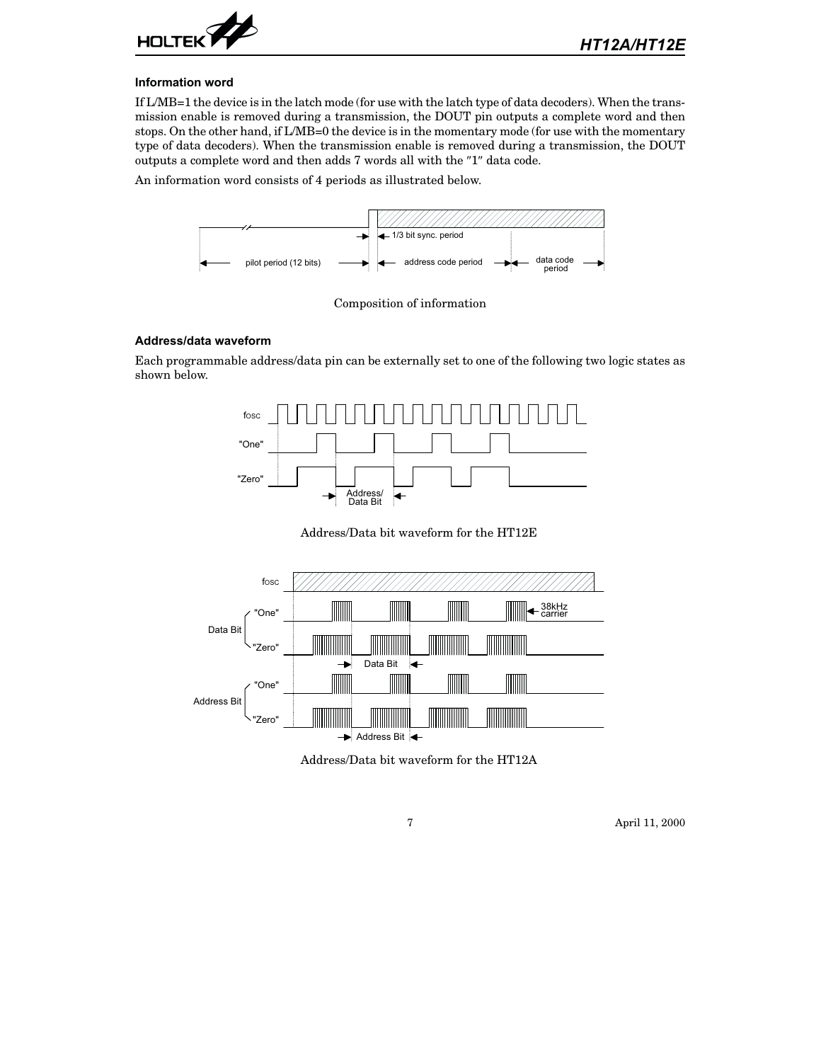### Information word

If L/MB=1 the device is in the latch mode (for use with the latch type of data decoders). When the transmission enable is removed during a transmission, the DOUT pin outputs a complete word and then stops. On the other hand, if L/MB=0 the device is in the momentary mode (for use with the momentary type of data decoders). When the transmission enable is removed during a transmission, the DOUT outputs a complete word and then adds 7 words all with the ″1″ data code.

An information word consists of 4 periods as illustrated below.

Composition of information

### Address/data waveform

Each programmable address/data pin can be externally set to one of the following two logic states as shown below.

Address/Data bit waveform for the HT12E

Address/Data bit waveform for the HT12A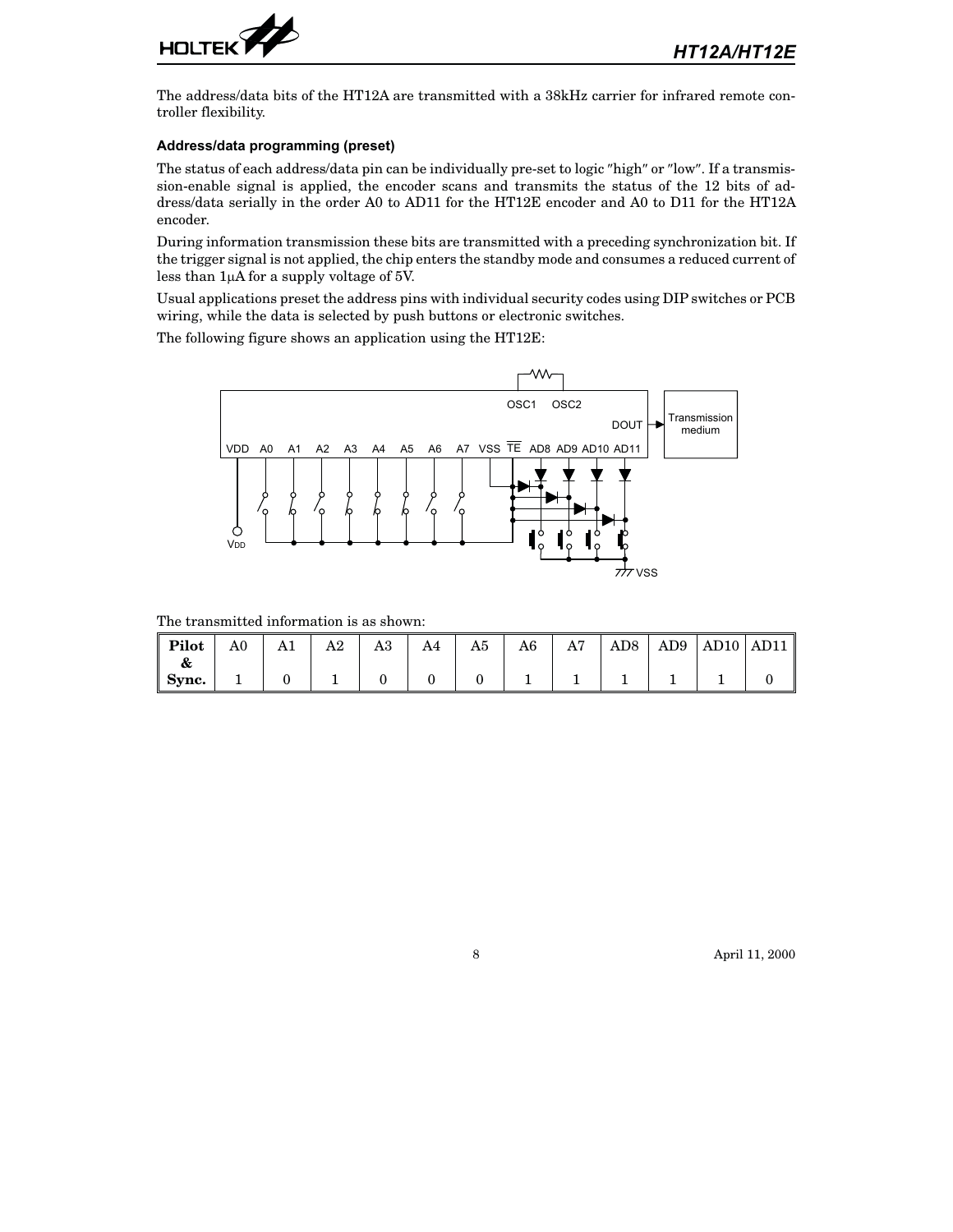The address/data bits of the HT12A are transmitted with a 38kHz carrier for infrared remote controller flexibility.

### Address/data programming (preset)

The status of each address/data pin can be individually pre-set to logic "high" or "low". If a transmission-enable signal is applied, the encoder scans and transmits the status of the 12 bits of address/data serially in the order A0 to AD11 for the HT12E encoder and A0 to D11 for the HT12A encoder.

During information transmission these bits are transmitted with a preceding synchronization bit. If the trigger signal is not applied, the chip enters the standby mode and consumes a reduced current of less than 1μA for a supply voltage of 5V.

Usual applications preset the address pins with individual security codes using DIP switches or PCB wiring, while the data is selected by push buttons or electronic switches.

The following figure shows an application using the HT12E:

The transmitted information is as shown:

| Pilot & | A0 | A1 | A2 | A3 | A4 | A5 | A6 | A7 | AD8 | AD9 | AD10 | AD11 |
|---|---|---|---|---|---|---|---|---|---|---|---|---|
| Sync. | 1 | 0 | 1 | 0 | 0 | 0 | 1 | 1 | 1 | 1 | 1 | 0 |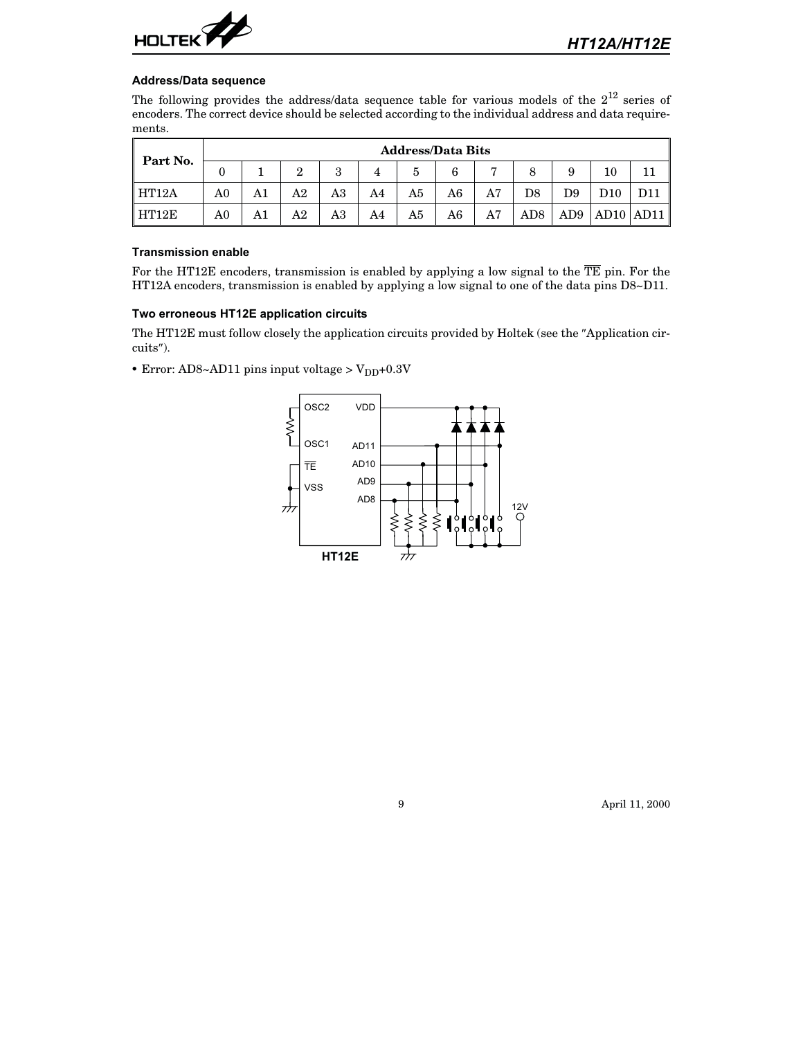### Address/Data sequence

The following provides the address/data sequence table for various models of the $2^{12}$ series of encoders. The correct device should be selected according to the individual address and data requirements.

| Part No. | Address/Data Bits | | | | | | | | | | | |
|---|---|---|---|---|---|---|---|---|---|---|---|---|
| | 0 | 1 | 2 | 3 | 4 | 5 | 6 | 7 | 8 | 9 | 10 | 11 |
| HT12A | A0 | A1 | A2 | A3 | A4 | A5 | A6 | A7 | D8 | D9 | D10 | D11 |
| HT12E | A0 | A1 | A2 | A3 | A4 | A5 | A6 | A7 | AD8 | AD9 | AD10 | AD11 |

### Transmission enable

For the HT12E encoders, transmission is enabled by applying a low signal to the $\overline{\text{TE}}$ pin. For the HT12A encoders, transmission is enabled by applying a low signal to one of the data pins D8~D11.

### Two erroneous HT12E application circuits

The HT12E must follow closely the application circuits provided by Holtek (see the "Application circuits").

- Error: AD8~AD11 pins input voltage > $V_{DD}$+0.3V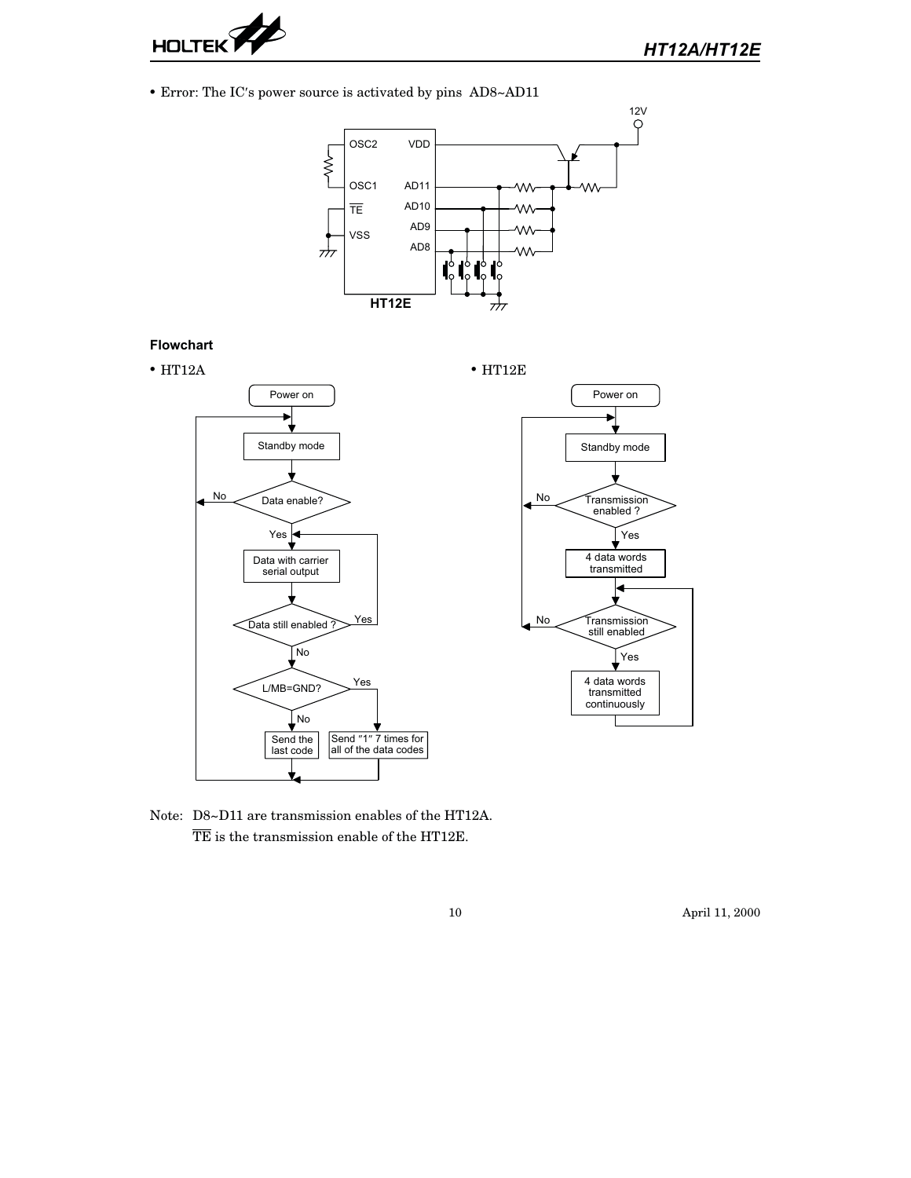• Error: The IC's power source is activated by pins AD8~AD11

## Flowchart

• HT12A

• HT12E

Note: D8~D11 are transmission enables of the HT12A.

$\overline{\text{TE}}$ is the transmission enable of the HT12E.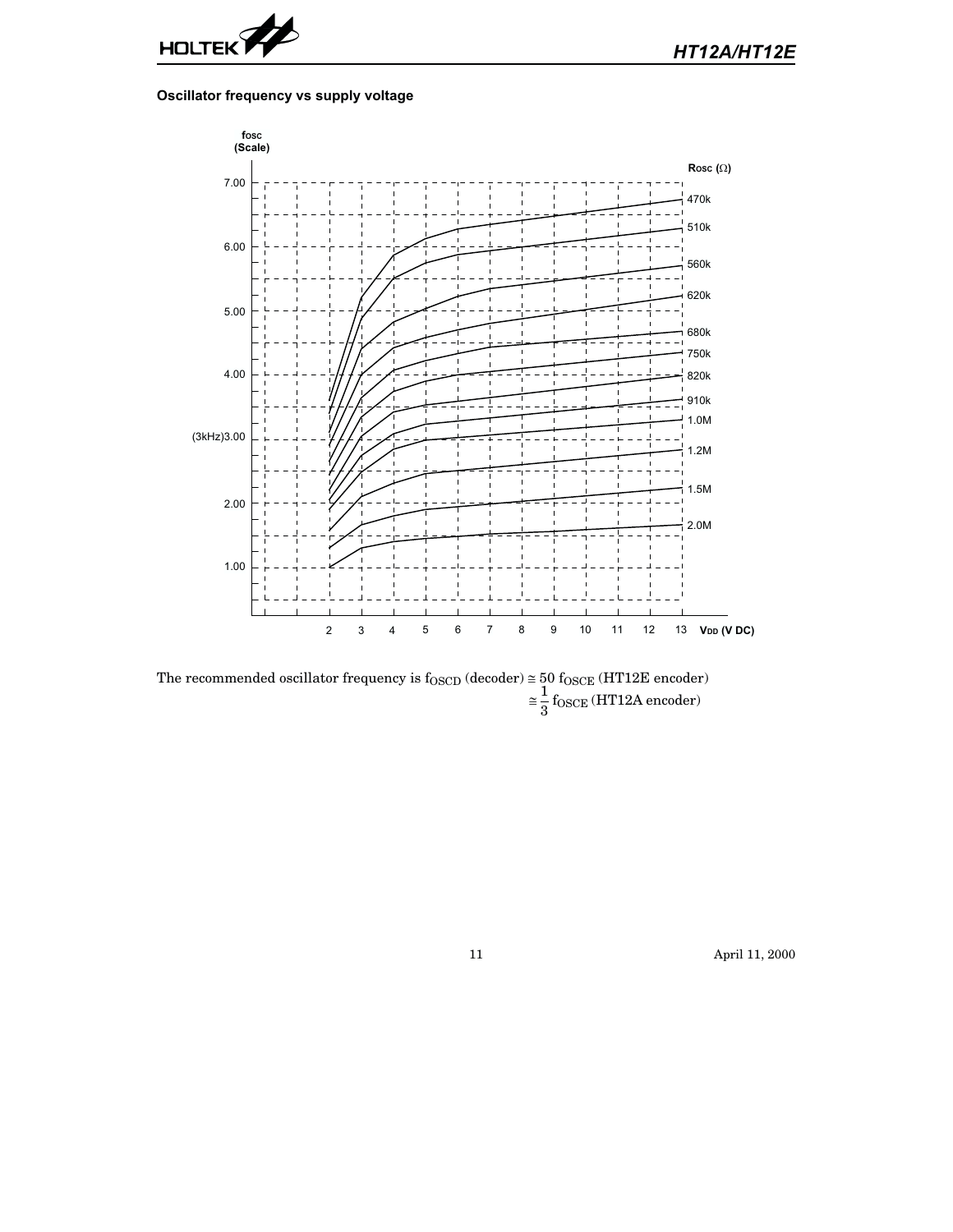### Oscillator frequency vs supply voltage

The recommended oscillator frequency is $f_{OSCD}$ (decoder) $\cong 50\ f_{OSCE}$ (HT12E encoder)

$\cong \frac{1}{3} f_{OSCE}$ (HT12A encoder)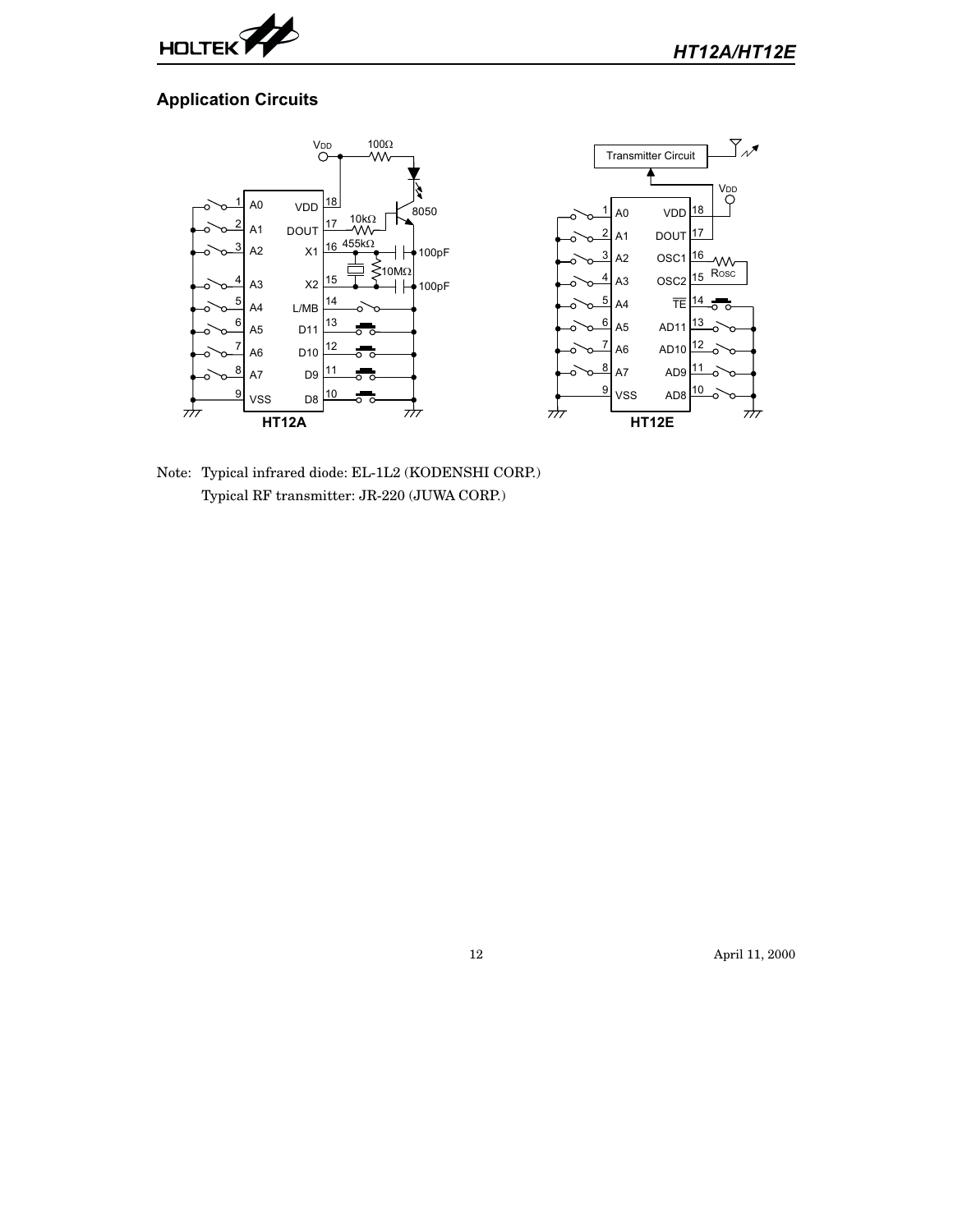## Application Circuits

HT12A

HT12E

Note: Typical infrared diode: EL-1L2 (KODENSHI CORP.)

Typical RF transmitter: JR-220 (JUWA CORP.)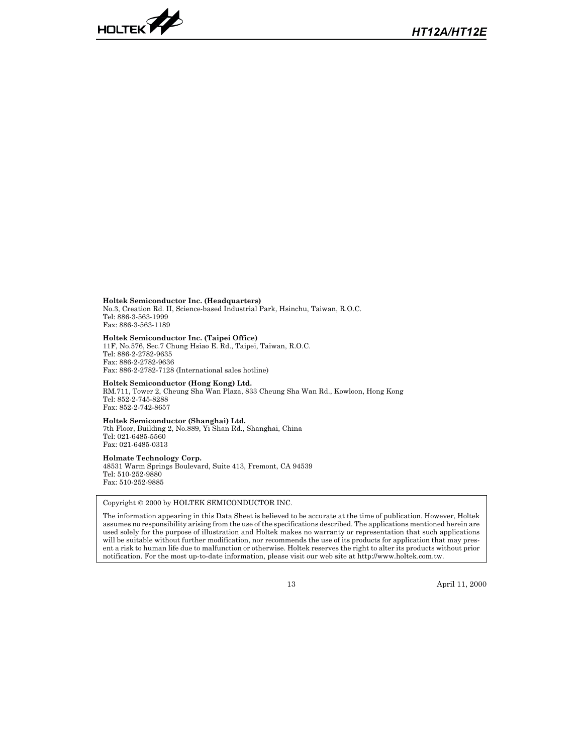**Holtek Semiconductor Inc. (Headquarters)**
No.3, Creation Rd. II, Science-based Industrial Park, Hsinchu, Taiwan, R.O.C.
Tel: 886-3-563-1999
Fax: 886-3-563-1189

**Holtek Semiconductor Inc. (Taipei Office)**
11F, No.576, Sec.7 Chung Hsiao E. Rd., Taipei, Taiwan, R.O.C.
Tel: 886-2-2782-9635
Fax: 886-2-2782-9636
Fax: 886-2-2782-7128 (International sales hotline)

**Holtek Semiconductor (Hong Kong) Ltd.**
RM.711, Tower 2, Cheung Sha Wan Plaza, 833 Cheung Sha Wan Rd., Kowloon, Hong Kong
Tel: 852-2-745-8288
Fax: 852-2-742-8657

**Holtek Semiconductor (Shanghai) Ltd.**
7th Floor, Building 2, No.889, Yi Shan Rd., Shanghai, China
Tel: 021-6485-5560
Fax: 021-6485-0313

**Holmate Technology Corp.**
48531 Warm Springs Boulevard, Suite 413, Fremont, CA 94539
Tel: 510-252-9880
Fax: 510-252-9885

Copyright © 2000 by HOLTEK SEMICONDUCTOR INC.

The information appearing in this Data Sheet is believed to be accurate at the time of publication. However, Holtek assumes no responsibility arising from the use of the specifications described. The applications mentioned herein are used solely for the purpose of illustration and Holtek makes no warranty or representation that such applications will be suitable without further modification, nor recommends the use of its products for application that may present a risk to human life due to malfunction or otherwise. Holtek reserves the right to alter its products without prior notification. For the most up-to-date information, please visit our web site at http://www.holtek.com.tw.

April 11, 2000